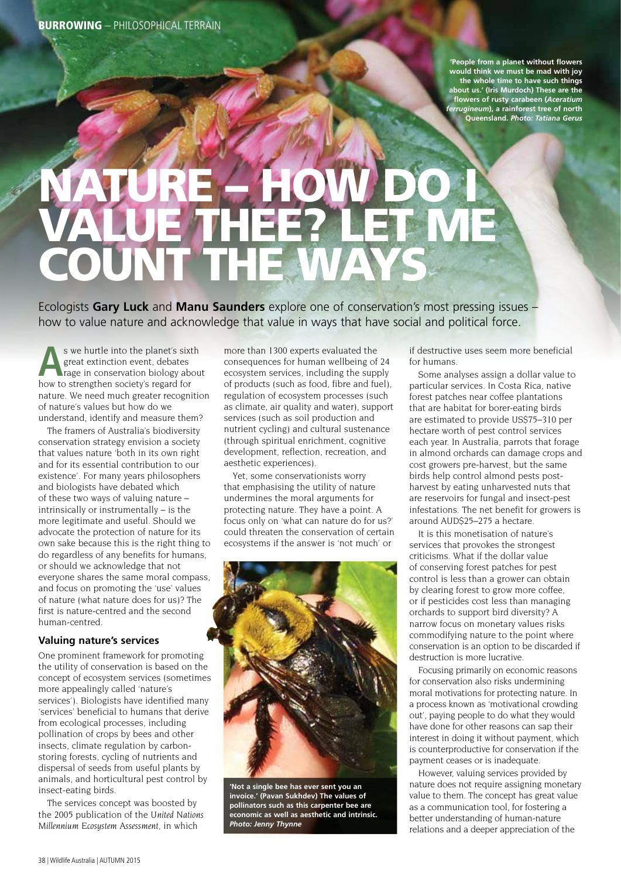'People from a planet without flowers would think we must be mad with joy the whole time to have such things about us.' (Iris Murdoch) These are the flowers of rusty carabeen (*Aceratium ferrugineum*), a rainforest tree of north Queensland. *Photo: Tatiana Gerus*

# NATURE – HOW DO I VALUE THEE? LET ME COUNT THE WAYS

Ecologists **Gary Luck** and **Manu Saunders** explore one of conservation's most pressing issues – how to value nature and acknowledge that value in ways that have social and political force.

As we hurtle into the planet's sixth great extinction event, debates rage in conservation biology about how to strengthen society's regard for nature. We need much greater recognition of nature's values but how do we understand, identify and measure them?

The framers of Australia's biodiversity conservation strategy envision a society that values nature 'both in its own right and for its essential contribution to our existence'. For many years philosophers and biologists have debated which of these two ways of valuing nature – intrinsically or instrumentally – is the more legitimate and useful. Should we advocate the protection of nature for its own sake because this is the right thing to do regardless of any benefits for humans, or should we acknowledge that not everyone shares the same moral compass, and focus on promoting the 'use' values of nature (what nature does for us)? The first is nature-centred and the second human-centred.

## Valuing nature's services

One prominent framework for promoting the utility of conservation is based on the concept of ecosystem services (sometimes more appealingly called 'nature's services'). Biologists have identified many 'services' beneficial to humans that derive from ecological processes, including pollination of crops by bees and other insects, climate regulation by carbon-storing forests, cycling of nutrients and dispersal of seeds from useful plants by animals, and horticultural pest control by insect-eating birds.

The services concept was boosted by the 2005 publication of the *United Nations Millennium Ecosystem Assessment*, in which more than 1300 experts evaluated the consequences for human wellbeing of 24 ecosystem services, including the supply of products (such as food, fibre and fuel), regulation of ecosystem processes (such as climate, air quality and water), support services (such as soil production and nutrient cycling) and cultural sustenance (through spiritual enrichment, cognitive development, reflection, recreation, and aesthetic experiences).

Yet, some conservationists worry that emphasising the utility of nature undermines the moral arguments for protecting nature. They have a point. A focus only on 'what can nature do for us?' could threaten the conservation of certain ecosystems if the answer is 'not much' or if destructive uses seem more beneficial for humans.

'Not a single bee has ever sent you an invoice.' (Pavan Sukhdev) The values of pollinators such as this carpenter bee are economic as well as aesthetic and intrinsic. *Photo: Jenny Thynne*

Some analyses assign a dollar value to particular services. In Costa Rica, native forest patches near coffee plantations that are habitat for borer-eating birds are estimated to provide US$75–310 per hectare worth of pest control services each year. In Australia, parrots that forage in almond orchards can damage crops and cost growers pre-harvest, but the same birds help control almond pests post-harvest by eating unharvested nuts that are reservoirs for fungal and insect-pest infestations. The net benefit for growers is around AUD$25–275 a hectare.

It is this monetisation of nature's services that provokes the strongest criticisms. What if the dollar value of conserving forest patches for pest control is less than a grower can obtain by clearing forest to grow more coffee, or if pesticides cost less than managing orchards to support bird diversity? A narrow focus on monetary values risks commodifying nature to the point where conservation is an option to be discarded if destruction is more lucrative.

Focusing primarily on economic reasons for conservation also risks undermining moral motivations for protecting nature. In a process known as 'motivational crowding out', paying people to do what they would have done for other reasons can sap their interest in doing it without payment, which is counterproductive for conservation if the payment ceases or is inadequate.

However, valuing services provided by nature does not require assigning monetary value to them. The concept has great value as a communication tool, for fostering a better understanding of human-nature relations and a deeper appreciation of the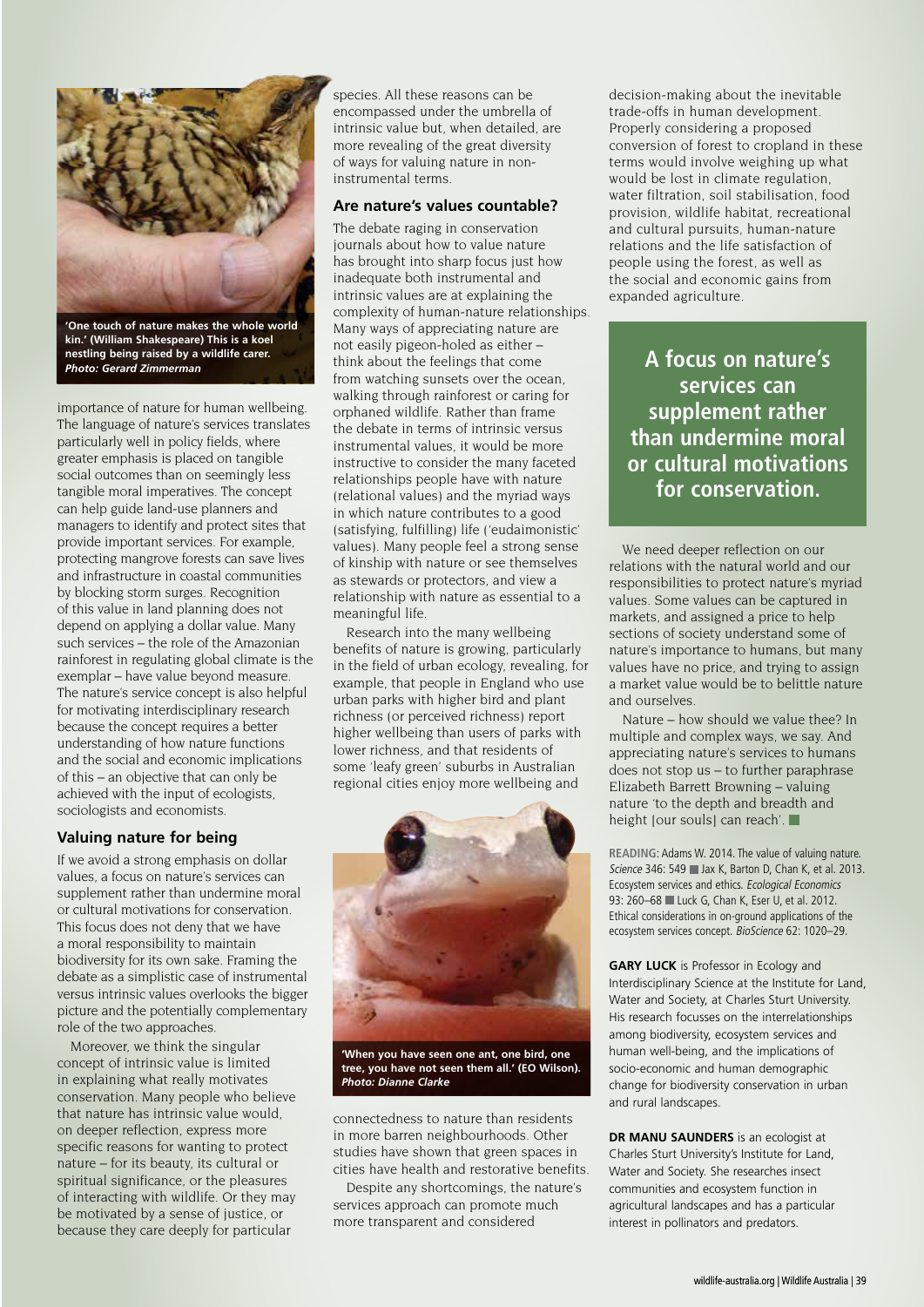'One touch of nature makes the whole world kin.' (William Shakespeare) This is a koel nestling being raised by a wildlife carer. *Photo: Gerard Zimmerman*

importance of nature for human wellbeing. The language of nature's services translates particularly well in policy fields, where greater emphasis is placed on tangible social outcomes than on seemingly less tangible moral imperatives. The concept can help guide land-use planners and managers to identify and protect sites that provide important services. For example, protecting mangrove forests can save lives and infrastructure in coastal communities by blocking storm surges. Recognition of this value in land planning does not depend on applying a dollar value. Many such services – the role of the Amazonian rainforest in regulating global climate is the exemplar – have value beyond measure. The nature's service concept is also helpful for motivating interdisciplinary research because the concept requires a better understanding of how nature functions and the social and economic implications of this – an objective that can only be achieved with the input of ecologists, sociologists and economists.

## Valuing nature for being

If we avoid a strong emphasis on dollar values, a focus on nature's services can supplement rather than undermine moral or cultural motivations for conservation. This focus does not deny that we have a moral responsibility to maintain biodiversity for its own sake. Framing the debate as a simplistic case of instrumental versus intrinsic values overlooks the bigger picture and the potentially complementary role of the two approaches.

Moreover, we think the singular concept of intrinsic value is limited in explaining what really motivates conservation. Many people who believe that nature has intrinsic value would, on deeper reflection, express more specific reasons for wanting to protect nature – for its beauty, its cultural or spiritual significance, or the pleasures of interacting with wildlife. Or they may be motivated by a sense of justice, or because they care deeply for particular species. All these reasons can be encompassed under the umbrella of intrinsic value but, when detailed, are more revealing of the great diversity of ways for valuing nature in non-instrumental terms.

## Are nature's values countable?

The debate raging in conservation journals about how to value nature has brought into sharp focus just how inadequate both instrumental and intrinsic values are at explaining the complexity of human-nature relationships. Many ways of appreciating nature are not easily pigeon-holed as either – think about the feelings that come from watching sunsets over the ocean, walking through rainforest or caring for orphaned wildlife. Rather than frame the debate in terms of intrinsic versus instrumental values, it would be more instructive to consider the many faceted relationships people have with nature (relational values) and the myriad ways in which nature contributes to a good (satisfying, fulfilling) life ('eudaimonistic' values). Many people feel a strong sense of kinship with nature or see themselves as stewards or protectors, and view a relationship with nature as essential to a meaningful life.

Research into the many wellbeing benefits of nature is growing, particularly in the field of urban ecology, revealing, for example, that people in England who use urban parks with higher bird and plant richness (or perceived richness) report higher wellbeing than users of parks with lower richness, and that residents of some 'leafy green' suburbs in Australian regional cities enjoy more wellbeing and connectedness to nature than residents in more barren neighbourhoods. Other studies have shown that green spaces in cities have health and restorative benefits.

'When you have seen one ant, one bird, one tree, you have not seen them all.' (EO Wilson). *Photo: Dianne Clarke*

Despite any shortcomings, the nature's services approach can promote much more transparent and considered decision-making about the inevitable trade-offs in human development. Properly considering a proposed conversion of forest to cropland in these terms would involve weighing up what would be lost in climate regulation, water filtration, soil stabilisation, food provision, wildlife habitat, recreational and cultural pursuits, human-nature relations and the life satisfaction of people using the forest, as well as the social and economic gains from expanded agriculture.

**A focus on nature's services can supplement rather than undermine moral or cultural motivations for conservation.**

We need deeper reflection on our relations with the natural world and our responsibilities to protect nature's myriad values. Some values can be captured in markets, and assigned a price to help sections of society understand some of nature's importance to humans, but many values have no price, and trying to assign a market value would be to belittle nature and ourselves.

Nature – how should we value thee? In multiple and complex ways, we say. And appreciating nature's services to humans does not stop us – to further paraphrase Elizabeth Barrett Browning – valuing nature 'to the depth and breadth and height [our souls] can reach'.

**READING:** Adams W. 2014. The value of valuing nature. *Science* 346: 549 ■ Jax K, Barton D, Chan K, et al. 2013. Ecosystem services and ethics. *Ecological Economics* 93: 260–68 ■ Luck G, Chan K, Eser U, et al. 2012. Ethical considerations in on-ground applications of the ecosystem services concept. *BioScience* 62: 1020–29.

**GARY LUCK** is Professor in Ecology and Interdisciplinary Science at the Institute for Land, Water and Society, at Charles Sturt University. His research focusses on the interrelationships among biodiversity, ecosystem services and human well-being, and the implications of socio-economic and human demographic change for biodiversity conservation in urban and rural landscapes.

**DR MANU SAUNDERS** is an ecologist at Charles Sturt University's Institute for Land, Water and Society. She researches insect communities and ecosystem function in agricultural landscapes and has a particular interest in pollinators and predators.